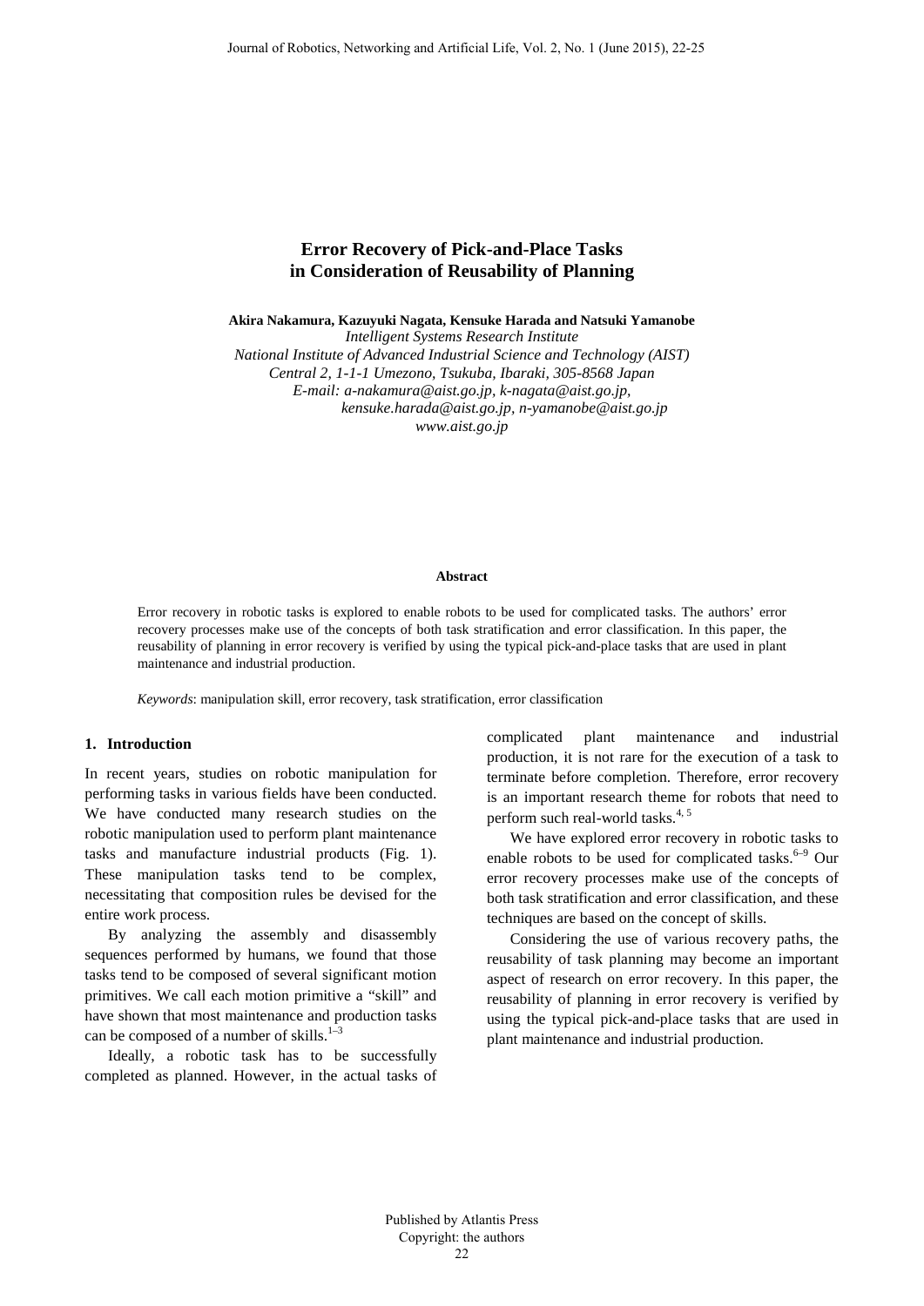# Error Recovery of Pick-and-Place Tasks in Consideration of Reusability of Planning

**Akira Nakamura, Kazuyuki Nagata, Kensuke Harada and Natsuki Yamanobe**

*Intelligent Systems Research Institute*
*National Institute of Advanced Industrial Science and Technology (AIST)*
*Central 2, 1-1-1 Umezono, Tsukuba, Ibaraki, 305-8568 Japan*
*E-mail: a-nakamura@aist.go.jp, k-nagata@aist.go.jp, kensuke.harada@aist.go.jp, n-yamanobe@aist.go.jp*
*www.aist.go.jp*

**Abstract**

Error recovery in robotic tasks is explored to enable robots to be used for complicated tasks. The authors' error recovery processes make use of the concepts of both task stratification and error classification. In this paper, the reusability of planning in error recovery is verified by using the typical pick-and-place tasks that are used in plant maintenance and industrial production.

*Keywords*: manipulation skill, error recovery, task stratification, error classification

## 1. Introduction

In recent years, studies on robotic manipulation for performing tasks in various fields have been conducted. We have conducted many research studies on the robotic manipulation used to perform plant maintenance tasks and manufacture industrial products (Fig. 1). These manipulation tasks tend to be complex, necessitating that composition rules be devised for the entire work process.

By analyzing the assembly and disassembly sequences performed by humans, we found that those tasks tend to be composed of several significant motion primitives. We call each motion primitive a "skill" and have shown that most maintenance and production tasks can be composed of a number of skills.[1–3]

Ideally, a robotic task has to be successfully completed as planned. However, in the actual tasks of complicated plant maintenance and industrial production, it is not rare for the execution of a task to terminate before completion. Therefore, error recovery is an important research theme for robots that need to perform such real-world tasks.[4, 5]

We have explored error recovery in robotic tasks to enable robots to be used for complicated tasks.[6–9] Our error recovery processes make use of the concepts of both task stratification and error classification, and these techniques are based on the concept of skills.

Considering the use of various recovery paths, the reusability of task planning may become an important aspect of research on error recovery. In this paper, the reusability of planning in error recovery is verified by using the typical pick-and-place tasks that are used in plant maintenance and industrial production.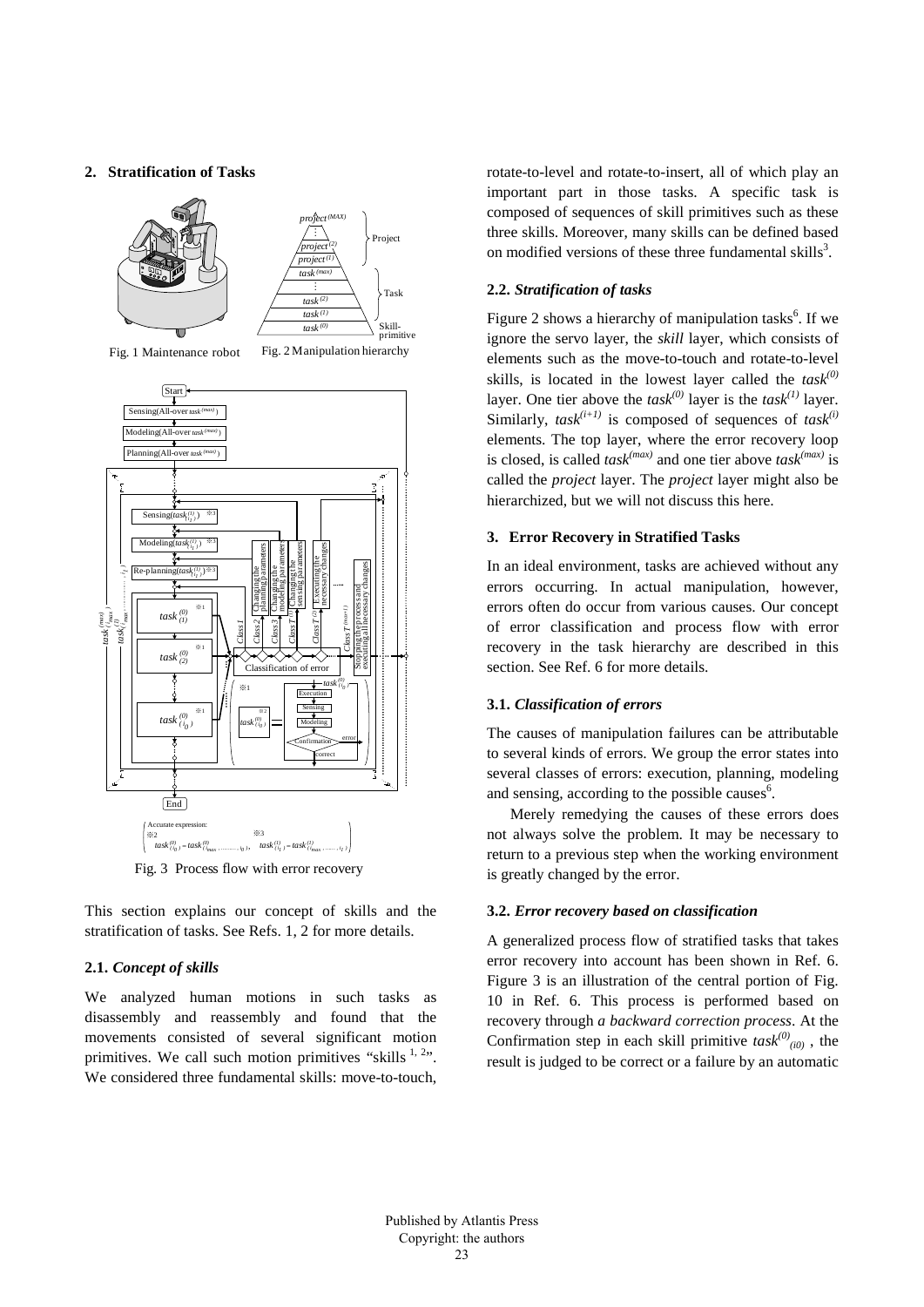## 2. Stratification of Tasks

Fig. 1 Maintenance robot

Fig. 2 Manipulation hierarchy

Fig. 3 Process flow with error recovery

This section explains our concept of skills and the stratification of tasks. See Refs. 1, 2 for more details.

### 2.1. *Concept of skills*

We analyzed human motions in such tasks as disassembly and reassembly and found that the movements consisted of several significant motion primitives. We call such motion primitives "skills [1, 2]". We considered three fundamental skills: move-to-touch, rotate-to-level and rotate-to-insert, all of which play an important part in those tasks. A specific task is composed of sequences of skill primitives such as these three skills. Moreover, many skills can be defined based on modified versions of these three fundamental skills[3].

### 2.2. *Stratification of tasks*

Figure 2 shows a hierarchy of manipulation tasks[6]. If we ignore the servo layer, the *skill* layer, which consists of elements such as the move-to-touch and rotate-to-level skills, is located in the lowest layer called the $task^{(0)}$ layer. One tier above the $task^{(0)}$ layer is the $task^{(1)}$ layer. Similarly, $task^{(i+1)}$ is composed of sequences of $task^{(i)}$ elements. The top layer, where the error recovery loop is closed, is called $task^{(max)}$ and one tier above $task^{(max)}$ is called the *project* layer. The *project* layer might also be hierarchized, but we will not discuss this here.

## 3. Error Recovery in Stratified Tasks

In an ideal environment, tasks are achieved without any errors occurring. In actual manipulation, however, errors often do occur from various causes. Our concept of error classification and process flow with error recovery in the task hierarchy are described in this section. See Ref. 6 for more details.

### 3.1. *Classification of errors*

The causes of manipulation failures can be attributable to several kinds of errors. We group the error states into several classes of errors: execution, planning, modeling and sensing, according to the possible causes[6].

Merely remedying the causes of these errors does not always solve the problem. It may be necessary to return to a previous step when the working environment is greatly changed by the error.

### 3.2. *Error recovery based on classification*

A generalized process flow of stratified tasks that takes error recovery into account has been shown in Ref. 6. Figure 3 is an illustration of the central portion of Fig. 10 in Ref. 6. This process is performed based on recovery through *a backward correction process*. At the Confirmation step in each skill primitive $task^{(0)}_{(i0)}$ , the result is judged to be correct or a failure by an automatic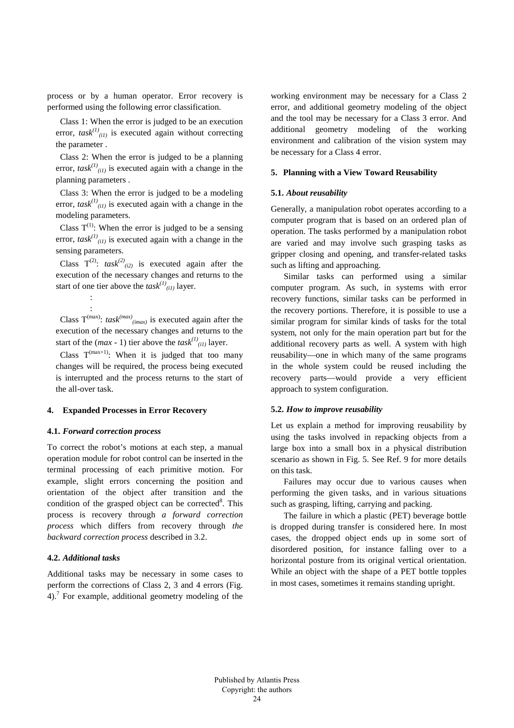process or by a human operator. Error recovery is performed using the following error classification.

Class 1: When the error is judged to be an execution error, $task^{(1)}_{(i1)}$ is executed again without correcting the parameter .

Class 2: When the error is judged to be a planning error, $task^{(1)}_{(i1)}$ is executed again with a change in the planning parameters .

Class 3: When the error is judged to be a modeling error, $task^{(1)}_{(i1)}$ is executed again with a change in the modeling parameters.

Class $T^{(1)}$: When the error is judged to be a sensing error, $task^{(1)}_{(i1)}$ is executed again with a change in the sensing parameters.

Class $T^{(2)}$: $task^{(2)}_{(i2)}$ is executed again after the execution of the necessary changes and returns to the start of one tier above the $task^{(1)}_{(i1)}$ layer.

:

:

Class $T^{(max)}$: $task^{(max)}_{(imax)}$ is executed again after the execution of the necessary changes and returns to the start of the ($max$ - 1) tier above the $task^{(1)}_{(i1)}$ layer.

Class $T^{(max+1)}$: When it is judged that too many changes will be required, the process being executed is interrupted and the process returns to the start of the all-over task.

## 4. Expanded Processes in Error Recovery

### 4.1. *Forward correction process*

To correct the robot's motions at each step, a manual operation module for robot control can be inserted in the terminal processing of each primitive motion. For example, slight errors concerning the position and orientation of the object after transition and the condition of the grasped object can be corrected[8]. This process is recovery through *a forward correction process* which differs from recovery through *the backward correction process* described in 3.2.

### 4.2. *Additional tasks*

Additional tasks may be necessary in some cases to perform the corrections of Class 2, 3 and 4 errors (Fig. 4).[7] For example, additional geometry modeling of the working environment may be necessary for a Class 2 error, and additional geometry modeling of the object and the tool may be necessary for a Class 3 error. And additional geometry modeling of the working environment and calibration of the vision system may be necessary for a Class 4 error.

## 5. Planning with a View Toward Reusability

### 5.1. *About reusability*

Generally, a manipulation robot operates according to a computer program that is based on an ordered plan of operation. The tasks performed by a manipulation robot are varied and may involve such grasping tasks as gripper closing and opening, and transfer-related tasks such as lifting and approaching.

Similar tasks can performed using a similar computer program. As such, in systems with error recovery functions, similar tasks can be performed in the recovery portions. Therefore, it is possible to use a similar program for similar kinds of tasks for the total system, not only for the main operation part but for the additional recovery parts as well. A system with high reusability—one in which many of the same programs in the whole system could be reused including the recovery parts—would provide a very efficient approach to system configuration.

### 5.2. *How to improve reusability*

Let us explain a method for improving reusability by using the tasks involved in repacking objects from a large box into a small box in a physical distribution scenario as shown in Fig. 5. See Ref. 9 for more details on this task.

Failures may occur due to various causes when performing the given tasks, and in various situations such as grasping, lifting, carrying and packing.

The failure in which a plastic (PET) beverage bottle is dropped during transfer is considered here. In most cases, the dropped object ends up in some sort of disordered position, for instance falling over to a horizontal posture from its original vertical orientation. While an object with the shape of a PET bottle topples in most cases, sometimes it remains standing upright.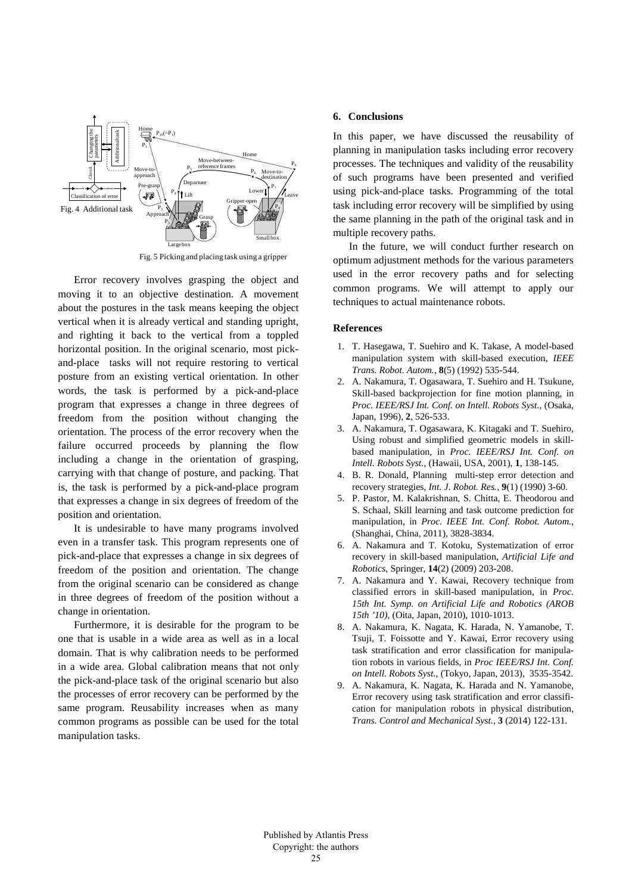Fig. 4 Additional task

Fig. 5 Picking and placing task using a gripper

Error recovery involves grasping the object and moving it to an objective destination. A movement about the postures in the task means keeping the object vertical when it is already vertical and standing upright, and righting it back to the vertical from a toppled horizontal position. In the original scenario, most pick-and-place tasks will not require restoring to vertical posture from an existing vertical orientation. In other words, the task is performed by a pick-and-place program that expresses a change in three degrees of freedom from the position without changing the orientation. The process of the error recovery when the failure occurred proceeds by planning the flow including a change in the orientation of grasping, carrying with that change of posture, and packing. That is, the task is performed by a pick-and-place program that expresses a change in six degrees of freedom of the position and orientation.

It is undesirable to have many programs involved even in a transfer task. This program represents one of pick-and-place that expresses a change in six degrees of freedom of the position and orientation. The change from the original scenario can be considered as change in three degrees of freedom of the position without a change in orientation.

Furthermore, it is desirable for the program to be one that is usable in a wide area as well as in a local domain. That is why calibration needs to be performed in a wide area. Global calibration means that not only the pick-and-place task of the original scenario but also the processes of error recovery can be performed by the same program. Reusability increases when as many common programs as possible can be used for the total manipulation tasks.

## 6. Conclusions

In this paper, we have discussed the reusability of planning in manipulation tasks including error recovery processes. The techniques and validity of the reusability of such programs have been presented and verified using pick-and-place tasks. Programming of the total task including error recovery will be simplified by using the same planning in the path of the original task and in multiple recovery paths.

In the future, we will conduct further research on optimum adjustment methods for the various parameters used in the error recovery paths and for selecting common programs. We will attempt to apply our techniques to actual maintenance robots.

## References

1. T. Hasegawa, T. Suehiro and K. Takase, A model-based manipulation system with skill-based execution, *IEEE Trans. Robot. Autom.*, **8**(5) (1992) 535-544.
2. A. Nakamura, T. Ogasawara, T. Suehiro and H. Tsukune, Skill-based backprojection for fine motion planning, in *Proc. IEEE/RSJ Int. Conf. on Intell. Robots Syst.*, (Osaka, Japan, 1996), **2**, 526-533.
3. A. Nakamura, T. Ogasawara, K. Kitagaki and T. Suehiro, Using robust and simplified geometric models in skill-based manipulation, in *Proc. IEEE/RSJ Int. Conf. on Intell. Robots Syst.*, (Hawaii, USA, 2001), **1**, 138-145.
4. B. R. Donald, Planning multi-step error detection and recovery strategies, *Int. J. Robot. Res.*, **9**(1) (1990) 3-60.
5. P. Pastor, M. Kalakrishnan, S. Chitta, E. Theodorou and S. Schaal, Skill learning and task outcome prediction for manipulation, in *Proc. IEEE Int. Conf. Robot. Autom.*, (Shanghai, China, 2011), 3828-3834.
6. A. Nakamura and T. Kotoku, Systematization of error recovery in skill-based manipulation, *Artificial Life and Robotics*, Springer, **14**(2) (2009) 203-208.
7. A. Nakamura and Y. Kawai, Recovery technique from classified errors in skill-based manipulation, in *Proc. 15th Int. Symp. on Artificial Life and Robotics (AROB 15th '10)*, (Oita, Japan, 2010), 1010-1013.
8. A. Nakamura, K. Nagata, K. Harada, N. Yamanobe, T. Tsuji, T. Foissotte and Y. Kawai, Error recovery using task stratification and error classification for manipulation robots in various fields, in *Proc IEEE/RSJ Int. Conf. on Intell. Robots Syst.*, (Tokyo, Japan, 2013), 3535-3542.
9. A. Nakamura, K. Nagata, K. Harada and N. Yamanobe, Error recovery using task stratification and error classification for manipulation robots in physical distribution, *Trans. Control and Mechanical Syst.*, **3** (2014) 122-131.